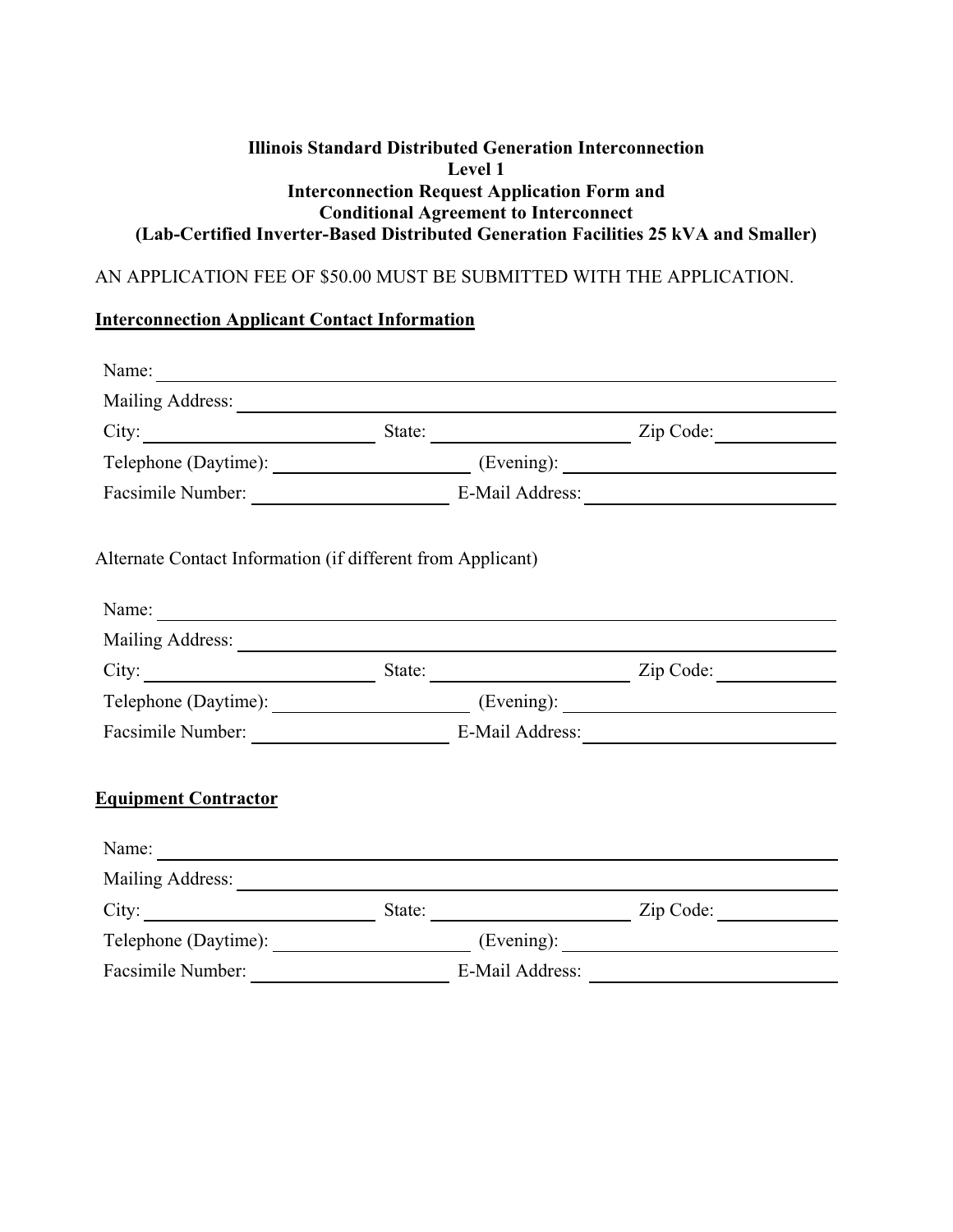**Illinois Standard Distributed Generation Interconnection**
**Level 1**
**Interconnection Request Application Form and**
**Conditional Agreement to Interconnect**
**(Lab-Certified Inverter-Based Distributed Generation Facilities 25 kVA and Smaller)**

AN APPLICATION FEE OF $50.00 MUST BE SUBMITTED WITH THE APPLICATION.

**Interconnection Applicant Contact Information**

Name: ______________________________________________

Mailing Address: ______________________________________________

City: ____________________ State: ____________________ Zip Code: __________

Telephone (Daytime): ____________________ (Evening): ____________________

Facsimile Number: ____________________ E-Mail Address: ____________________

Alternate Contact Information (if different from Applicant)

Name: ______________________________________________

Mailing Address: ______________________________________________

City: ____________________ State: ____________________ Zip Code: __________

Telephone (Daytime): ____________________ (Evening): ____________________

Facsimile Number: ____________________ E-Mail Address: ____________________

**Equipment Contractor**

Name: ______________________________________________

Mailing Address: ______________________________________________

City: ____________________ State: ____________________ Zip Code: __________

Telephone (Daytime): ____________________ (Evening): ____________________

Facsimile Number: ____________________ E-Mail Address: ____________________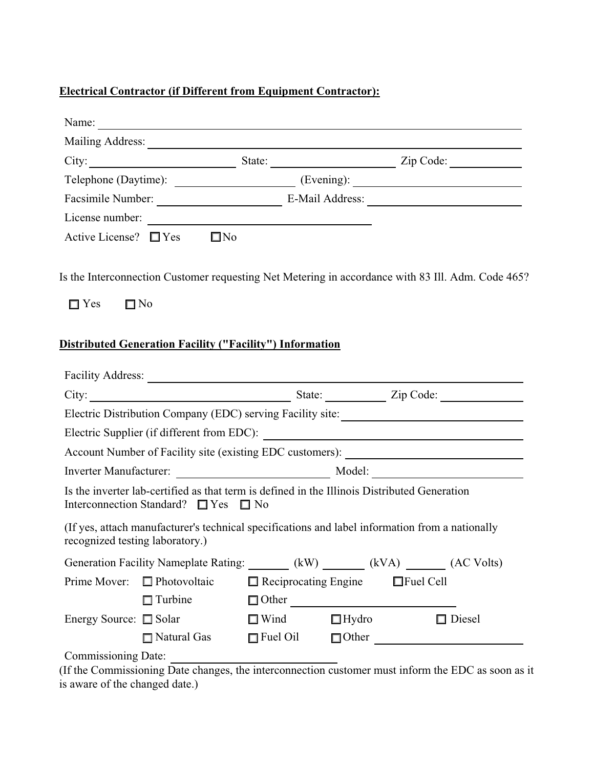**Electrical Contractor (if Different from Equipment Contractor):**

Name: \_\_\_\_\_\_\_\_\_\_\_\_\_\_\_\_\_\_\_\_\_\_\_\_\_\_\_\_\_\_\_\_\_\_\_\_\_\_\_\_

Mailing Address: \_\_\_\_\_\_\_\_\_\_\_\_\_\_\_\_\_\_\_\_\_\_\_\_\_\_\_\_\_\_\_\_\_\_\_\_

City: \_\_\_\_\_\_\_\_\_\_\_\_\_\_\_\_ State: \_\_\_\_\_\_\_\_\_\_\_\_\_\_ Zip Code: \_\_\_\_\_\_\_\_

Telephone (Daytime): \_\_\_\_\_\_\_\_\_\_\_\_\_\_ (Evening): \_\_\_\_\_\_\_\_\_\_\_\_\_\_\_\_

Facsimile Number: \_\_\_\_\_\_\_\_\_\_\_\_\_\_ E-Mail Address: \_\_\_\_\_\_\_\_\_\_\_\_\_\_\_\_

License number: \_\_\_\_\_\_\_\_\_\_\_\_\_\_\_\_\_\_\_\_\_\_\_\_

Active License? ☐ Yes ☐ No

Is the Interconnection Customer requesting Net Metering in accordance with 83 Ill. Adm. Code 465?

☐ Yes ☐ No

**Distributed Generation Facility ("Facility") Information**

Facility Address: \_\_\_\_\_\_\_\_\_\_\_\_\_\_\_\_\_\_\_\_\_\_\_\_\_\_\_\_\_\_\_\_\_\_\_\_

City: \_\_\_\_\_\_\_\_\_\_\_\_\_\_\_\_\_\_\_\_\_\_ State: \_\_\_\_\_\_\_ Zip Code: \_\_\_\_\_\_\_\_

Electric Distribution Company (EDC) serving Facility site: \_\_\_\_\_\_\_\_\_\_\_\_\_\_\_\_

Electric Supplier (if different from EDC): \_\_\_\_\_\_\_\_\_\_\_\_\_\_\_\_\_\_\_\_\_\_\_\_

Account Number of Facility site (existing EDC customers): \_\_\_\_\_\_\_\_\_\_\_\_\_\_\_\_

Inverter Manufacturer: \_\_\_\_\_\_\_\_\_\_\_\_\_\_\_\_ Model: \_\_\_\_\_\_\_\_\_\_\_\_\_\_\_\_

Is the inverter lab-certified as that term is defined in the Illinois Distributed Generation Interconnection Standard? ☐ Yes ☐ No

(If yes, attach manufacturer's technical specifications and label information from a nationally recognized testing laboratory.)

Generation Facility Nameplate Rating: \_\_\_\_\_ (kW) \_\_\_\_\_ (kVA) \_\_\_\_\_ (AC Volts)

Prime Mover: ☐ Photovoltaic ☐ Reciprocating Engine ☐ Fuel Cell
☐ Turbine ☐ Other \_\_\_\_\_\_\_\_\_\_\_\_\_\_\_\_

Energy Source: ☐ Solar ☐ Wind ☐ Hydro ☐ Diesel
☐ Natural Gas ☐ Fuel Oil ☐ Other \_\_\_\_\_\_\_\_\_\_\_\_\_\_\_\_

Commissioning Date: \_\_\_\_\_\_\_\_\_\_\_\_\_\_\_\_

(If the Commissioning Date changes, the interconnection customer must inform the EDC as soon as it is aware of the changed date.)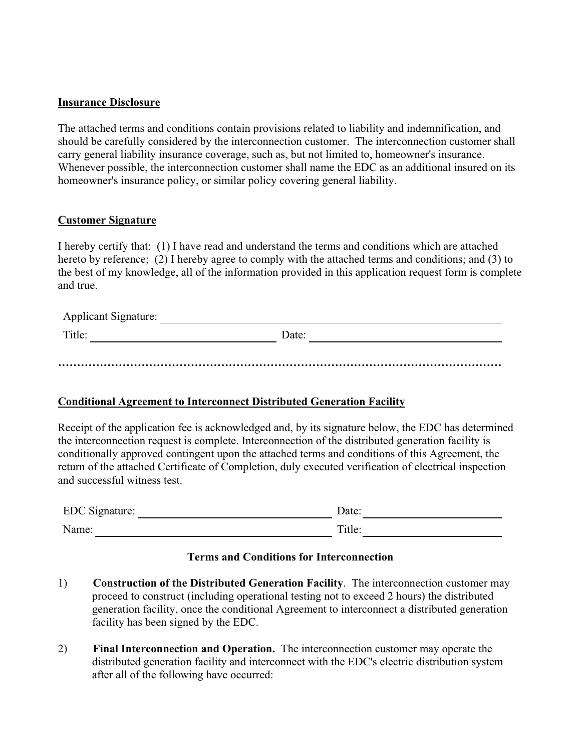**Insurance Disclosure**

The attached terms and conditions contain provisions related to liability and indemnification, and should be carefully considered by the interconnection customer. The interconnection customer shall carry general liability insurance coverage, such as, but not limited to, homeowner's insurance. Whenever possible, the interconnection customer shall name the EDC as an additional insured on its homeowner's insurance policy, or similar policy covering general liability.

**Customer Signature**

I hereby certify that: (1) I have read and understand the terms and conditions which are attached hereto by reference; (2) I hereby agree to comply with the attached terms and conditions; and (3) to the best of my knowledge, all of the information provided in this application request form is complete and true.

Applicant Signature: ______________________________________________

Title: ______________________________ Date: ______________________________

…………………………………………………………………………………………………………

**Conditional Agreement to Interconnect Distributed Generation Facility**

Receipt of the application fee is acknowledged and, by its signature below, the EDC has determined the interconnection request is complete. Interconnection of the distributed generation facility is conditionally approved contingent upon the attached terms and conditions of this Agreement, the return of the attached Certificate of Completion, duly executed verification of electrical inspection and successful witness test.

EDC Signature: ______________________________ Date: ______________________

Name: ____________________________________ Title: ______________________

**Terms and Conditions for Interconnection**

1) **Construction of the Distributed Generation Facility**. The interconnection customer may proceed to construct (including operational testing not to exceed 2 hours) the distributed generation facility, once the conditional Agreement to interconnect a distributed generation facility has been signed by the EDC.

2) **Final Interconnection and Operation.** The interconnection customer may operate the distributed generation facility and interconnect with the EDC's electric distribution system after all of the following have occurred: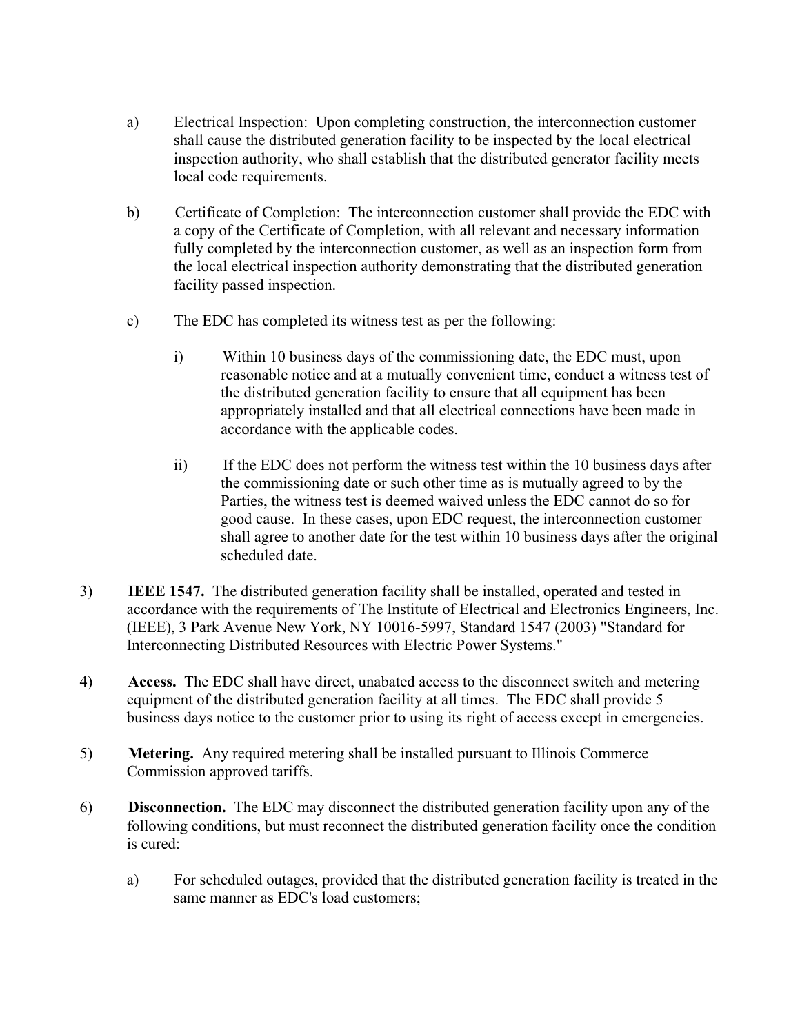a) Electrical Inspection: Upon completing construction, the interconnection customer shall cause the distributed generation facility to be inspected by the local electrical inspection authority, who shall establish that the distributed generator facility meets local code requirements.

b) Certificate of Completion: The interconnection customer shall provide the EDC with a copy of the Certificate of Completion, with all relevant and necessary information fully completed by the interconnection customer, as well as an inspection form from the local electrical inspection authority demonstrating that the distributed generation facility passed inspection.

c) The EDC has completed its witness test as per the following:

   i) Within 10 business days of the commissioning date, the EDC must, upon reasonable notice and at a mutually convenient time, conduct a witness test of the distributed generation facility to ensure that all equipment has been appropriately installed and that all electrical connections have been made in accordance with the applicable codes.

   ii) If the EDC does not perform the witness test within the 10 business days after the commissioning date or such other time as is mutually agreed to by the Parties, the witness test is deemed waived unless the EDC cannot do so for good cause. In these cases, upon EDC request, the interconnection customer shall agree to another date for the test within 10 business days after the original scheduled date.

3) **IEEE 1547.** The distributed generation facility shall be installed, operated and tested in accordance with the requirements of The Institute of Electrical and Electronics Engineers, Inc. (IEEE), 3 Park Avenue New York, NY 10016-5997, Standard 1547 (2003) "Standard for Interconnecting Distributed Resources with Electric Power Systems."

4) **Access.** The EDC shall have direct, unabated access to the disconnect switch and metering equipment of the distributed generation facility at all times. The EDC shall provide 5 business days notice to the customer prior to using its right of access except in emergencies.

5) **Metering.** Any required metering shall be installed pursuant to Illinois Commerce Commission approved tariffs.

6) **Disconnection.** The EDC may disconnect the distributed generation facility upon any of the following conditions, but must reconnect the distributed generation facility once the condition is cured:

   a) For scheduled outages, provided that the distributed generation facility is treated in the same manner as EDC's load customers;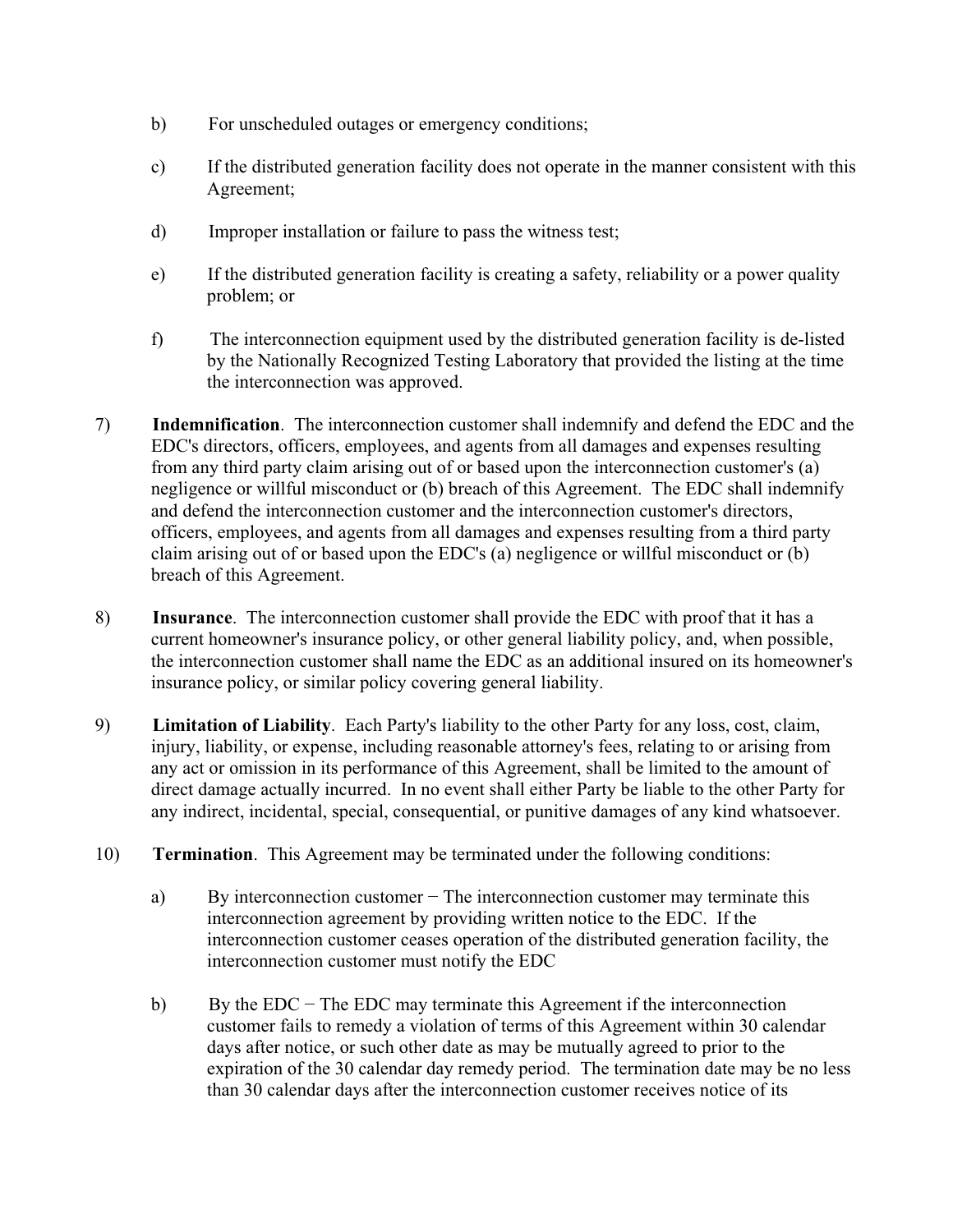b) For unscheduled outages or emergency conditions;

c) If the distributed generation facility does not operate in the manner consistent with this Agreement;

d) Improper installation or failure to pass the witness test;

e) If the distributed generation facility is creating a safety, reliability or a power quality problem; or

f) The interconnection equipment used by the distributed generation facility is de-listed by the Nationally Recognized Testing Laboratory that provided the listing at the time the interconnection was approved.

7) **Indemnification**. The interconnection customer shall indemnify and defend the EDC and the EDC's directors, officers, employees, and agents from all damages and expenses resulting from any third party claim arising out of or based upon the interconnection customer's (a) negligence or willful misconduct or (b) breach of this Agreement. The EDC shall indemnify and defend the interconnection customer and the interconnection customer's directors, officers, employees, and agents from all damages and expenses resulting from a third party claim arising out of or based upon the EDC's (a) negligence or willful misconduct or (b) breach of this Agreement.

8) **Insurance**. The interconnection customer shall provide the EDC with proof that it has a current homeowner's insurance policy, or other general liability policy, and, when possible, the interconnection customer shall name the EDC as an additional insured on its homeowner's insurance policy, or similar policy covering general liability.

9) **Limitation of Liability**. Each Party's liability to the other Party for any loss, cost, claim, injury, liability, or expense, including reasonable attorney's fees, relating to or arising from any act or omission in its performance of this Agreement, shall be limited to the amount of direct damage actually incurred. In no event shall either Party be liable to the other Party for any indirect, incidental, special, consequential, or punitive damages of any kind whatsoever.

10) **Termination**. This Agreement may be terminated under the following conditions:

a) By interconnection customer − The interconnection customer may terminate this interconnection agreement by providing written notice to the EDC. If the interconnection customer ceases operation of the distributed generation facility, the interconnection customer must notify the EDC

b) By the EDC − The EDC may terminate this Agreement if the interconnection customer fails to remedy a violation of terms of this Agreement within 30 calendar days after notice, or such other date as may be mutually agreed to prior to the expiration of the 30 calendar day remedy period. The termination date may be no less than 30 calendar days after the interconnection customer receives notice of its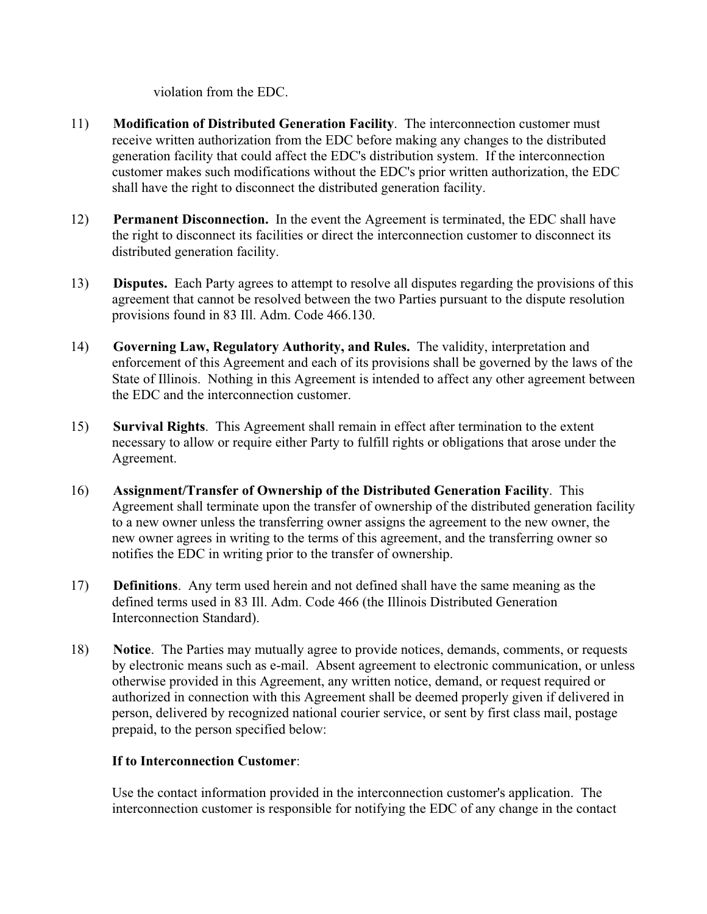violation from the EDC.

11) **Modification of Distributed Generation Facility**. The interconnection customer must receive written authorization from the EDC before making any changes to the distributed generation facility that could affect the EDC's distribution system. If the interconnection customer makes such modifications without the EDC's prior written authorization, the EDC shall have the right to disconnect the distributed generation facility.

12) **Permanent Disconnection.** In the event the Agreement is terminated, the EDC shall have the right to disconnect its facilities or direct the interconnection customer to disconnect its distributed generation facility.

13) **Disputes.** Each Party agrees to attempt to resolve all disputes regarding the provisions of this agreement that cannot be resolved between the two Parties pursuant to the dispute resolution provisions found in 83 Ill. Adm. Code 466.130.

14) **Governing Law, Regulatory Authority, and Rules.** The validity, interpretation and enforcement of this Agreement and each of its provisions shall be governed by the laws of the State of Illinois. Nothing in this Agreement is intended to affect any other agreement between the EDC and the interconnection customer.

15) **Survival Rights**. This Agreement shall remain in effect after termination to the extent necessary to allow or require either Party to fulfill rights or obligations that arose under the Agreement.

16) **Assignment/Transfer of Ownership of the Distributed Generation Facility**. This Agreement shall terminate upon the transfer of ownership of the distributed generation facility to a new owner unless the transferring owner assigns the agreement to the new owner, the new owner agrees in writing to the terms of this agreement, and the transferring owner so notifies the EDC in writing prior to the transfer of ownership.

17) **Definitions**. Any term used herein and not defined shall have the same meaning as the defined terms used in 83 Ill. Adm. Code 466 (the Illinois Distributed Generation Interconnection Standard).

18) **Notice**. The Parties may mutually agree to provide notices, demands, comments, or requests by electronic means such as e-mail. Absent agreement to electronic communication, or unless otherwise provided in this Agreement, any written notice, demand, or request required or authorized in connection with this Agreement shall be deemed properly given if delivered in person, delivered by recognized national courier service, or sent by first class mail, postage prepaid, to the person specified below:

**If to Interconnection Customer**:

Use the contact information provided in the interconnection customer's application. The interconnection customer is responsible for notifying the EDC of any change in the contact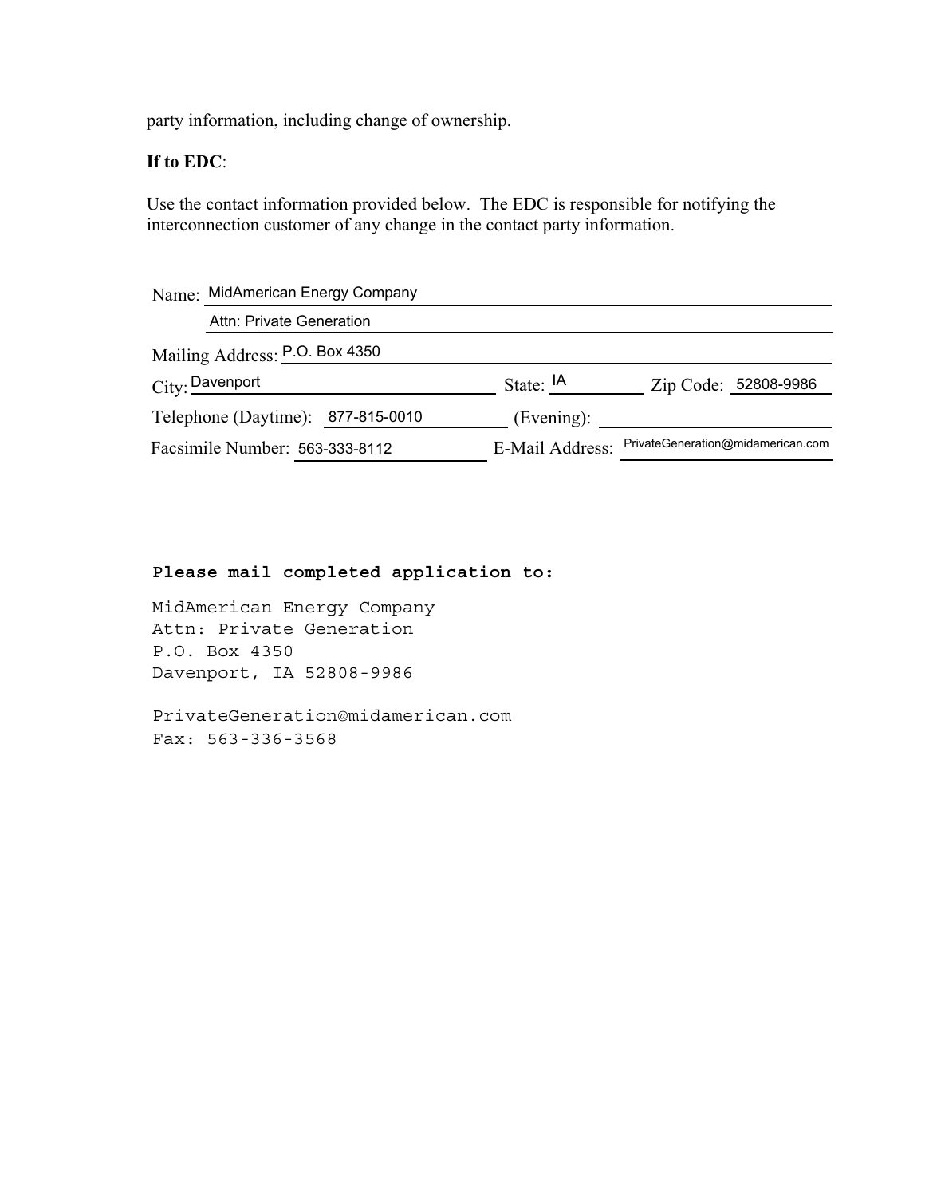party information, including change of ownership.

**If to EDC**:

Use the contact information provided below. The EDC is responsible for notifying the interconnection customer of any change in the contact party information.

Name: MidAmerican Energy Company

Attn: Private Generation

Mailing Address: P.O. Box 4350

City: Davenport State: IA Zip Code: 52808-9986

Telephone (Daytime): 877-815-0010 (Evening):

Facsimile Number: 563-333-8112 E-Mail Address: PrivateGeneration@midamerican.com

**Please mail completed application to:**

MidAmerican Energy Company
Attn: Private Generation
P.O. Box 4350
Davenport, IA 52808-9986

PrivateGeneration@midamerican.com
Fax: 563-336-3568